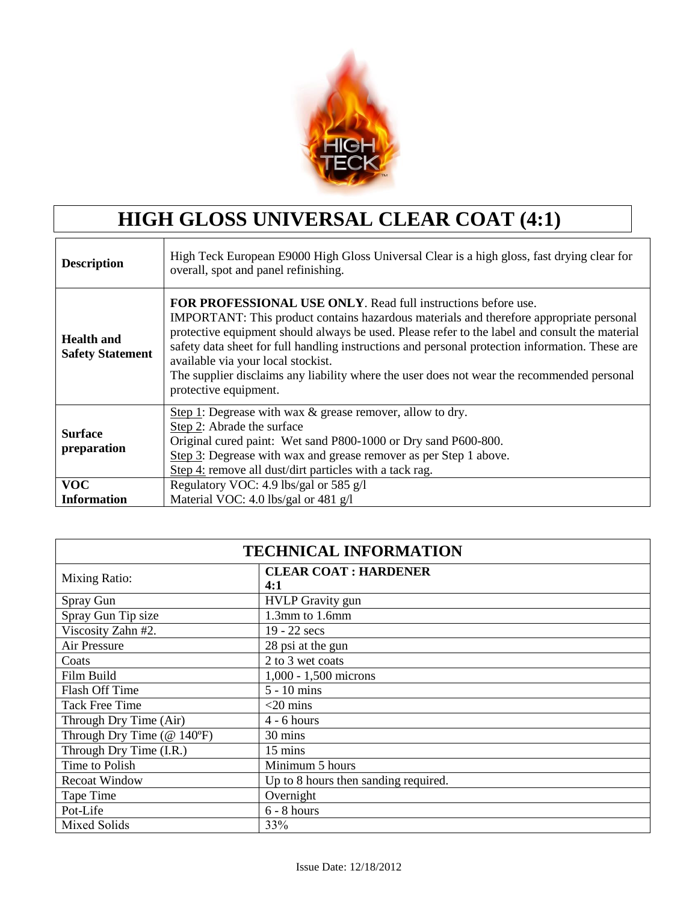# HIGH GLOSS UNIVERSAL CLEAR COAT (4:1)

| | |
|---|---|
| **Description** | High Teck European E9000 High Gloss Universal Clear is a high gloss, fast drying clear for overall, spot and panel refinishing. |
| **Health and Safety Statement** | **FOR PROFESSIONAL USE ONLY**. Read full instructions before use.<br>IMPORTANT: This product contains hazardous materials and therefore appropriate personal protective equipment should always be used. Please refer to the label and consult the material safety data sheet for full handling instructions and personal protection information. These are available via your local stockist.<br>The supplier disclaims any liability where the user does not wear the recommended personal protective equipment. |
| **Surface preparation** | Step 1: Degrease with wax & grease remover, allow to dry.<br>Step 2: Abrade the surface<br>Original cured paint: Wet sand P800-1000 or Dry sand P600-800.<br>Step 3: Degrease with wax and grease remover as per Step 1 above.<br>Step 4: remove all dust/dirt particles with a tack rag. |
| **VOC Information** | Regulatory VOC: 4.9 lbs/gal or 585 g/l<br>Material VOC: 4.0 lbs/gal or 481 g/l |

| TECHNICAL INFORMATION | |
|---|---|
| Mixing Ratio: | **CLEAR COAT : HARDENER**<br>**4:1** |
| Spray Gun | HVLP Gravity gun |
| Spray Gun Tip size | 1.3mm to 1.6mm |
| Viscosity Zahn #2. | 19 - 22 secs |
| Air Pressure | 28 psi at the gun |
| Coats | 2 to 3 wet coats |
| Film Build | 1,000 - 1,500 microns |
| Flash Off Time | 5 - 10 mins |
| Tack Free Time | <20 mins |
| Through Dry Time (Air) | 4 - 6 hours |
| Through Dry Time (@ 140ºF) | 30 mins |
| Through Dry Time (I.R.) | 15 mins |
| Time to Polish | Minimum 5 hours |
| Recoat Window | Up to 8 hours then sanding required. |
| Tape Time | Overnight |
| Pot-Life | 6 - 8 hours |
| Mixed Solids | 33% |

Issue Date: 12/18/2012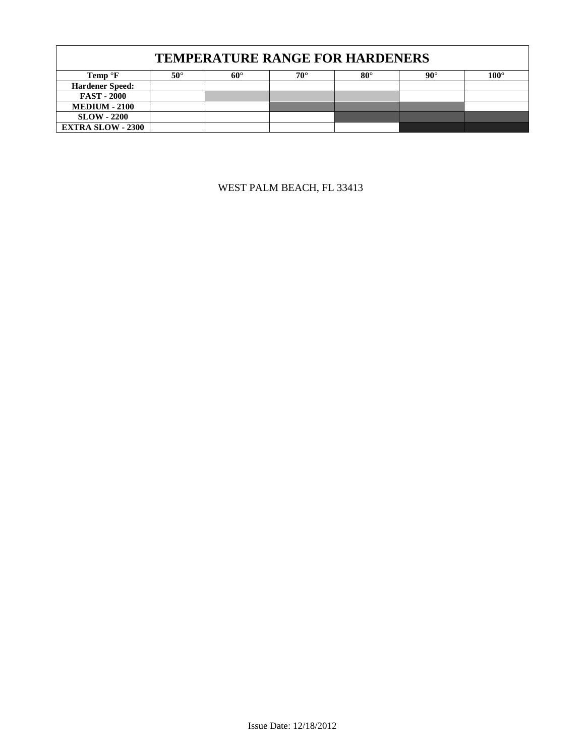# TEMPERATURE RANGE FOR HARDENERS

| Temp °F | 50° | 60° | 70° | 80° | 90° | 100° |
|---|---|---|---|---|---|---|
| **Hardener Speed:** | | | | | | |
| **FAST - 2000** | | | | | | |
| **MEDIUM - 2100** | | | | | | |
| **SLOW - 2200** | | | | | | |
| **EXTRA SLOW - 2300** | | | | | | |

WEST PALM BEACH, FL 33413